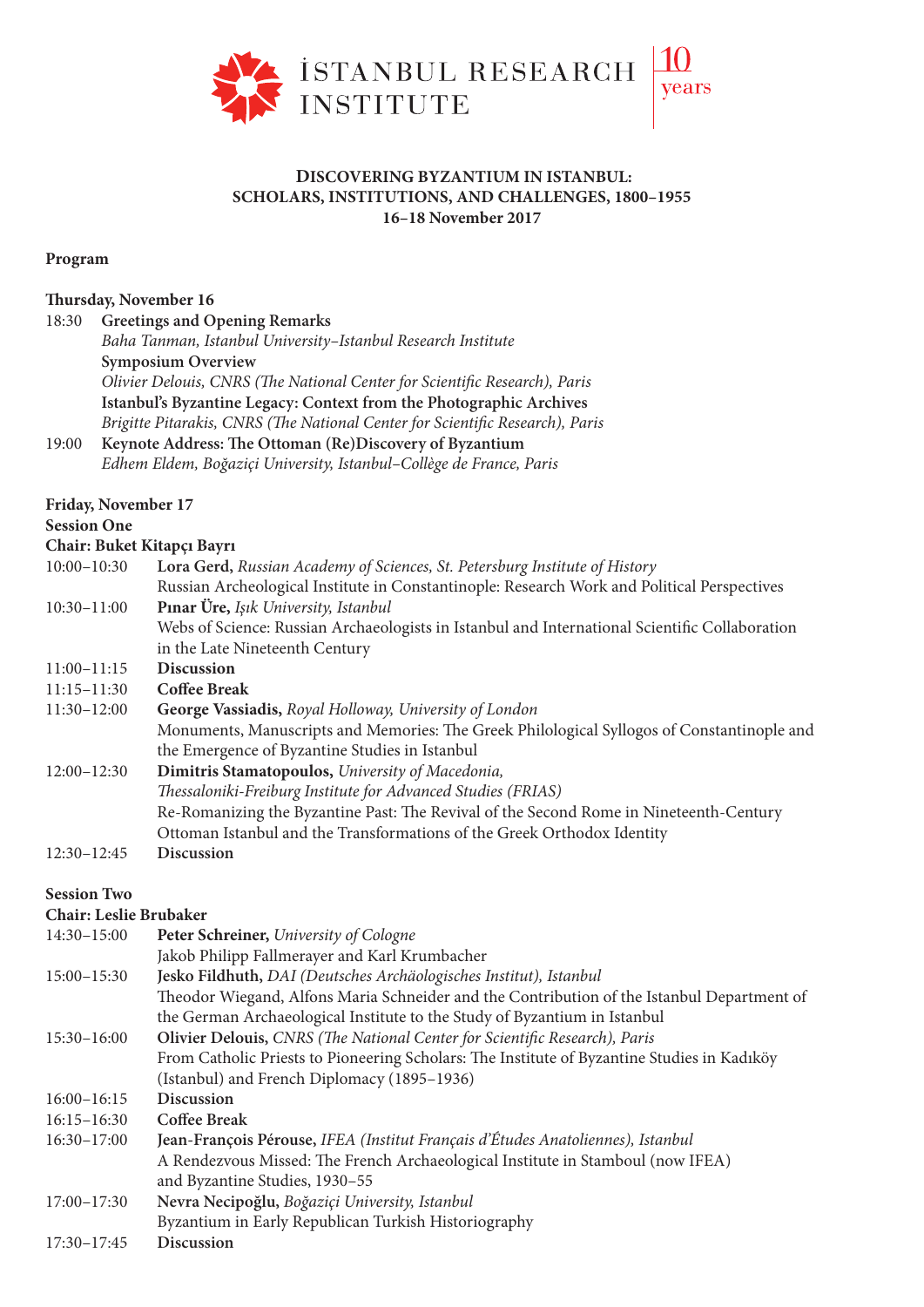İSTANBUL RESEARCH INSTITUTE | 10 years

**DISCOVERING BYZANTIUM IN ISTANBUL:**
**SCHOLARS, INSTITUTIONS, AND CHALLENGES, 1800–1955**
**16–18 November 2017**

**Program**

**Thursday, November 16**

| | |
|---|---|
| 18:30 | **Greetings and Opening Remarks**<br>*Baha Tanman, Istanbul University–Istanbul Research Institute*<br>**Symposium Overview**<br>*Olivier Delouis, CNRS (The National Center for Scientific Research), Paris*<br>**Istanbul's Byzantine Legacy: Context from the Photographic Archives**<br>*Brigitte Pitarakis, CNRS (The National Center for Scientific Research), Paris* |
| 19:00 | **Keynote Address: The Ottoman (Re)Discovery of Byzantium**<br>*Edhem Eldem, Boğaziçi University, Istanbul–Collège de France, Paris* |

**Friday, November 17**

**Session One**

**Chair: Buket Kitapçı Bayrı**

| | |
|---|---|
| 10:00–10:30 | **Lora Gerd,** *Russian Academy of Sciences, St. Petersburg Institute of History*<br>Russian Archeological Institute in Constantinople: Research Work and Political Perspectives |
| 10:30–11:00 | **Pınar Üre,** *Işık University, Istanbul*<br>Webs of Science: Russian Archaeologists in Istanbul and International Scientific Collaboration in the Late Nineteenth Century |
| 11:00–11:15 | **Discussion** |
| 11:15–11:30 | **Coffee Break** |
| 11:30–12:00 | **George Vassiadis,** *Royal Holloway, University of London*<br>Monuments, Manuscripts and Memories: The Greek Philological Syllogos of Constantinople and the Emergence of Byzantine Studies in Istanbul |
| 12:00–12:30 | **Dimitris Stamatopoulos,** *University of Macedonia, Thessaloniki-Freiburg Institute for Advanced Studies (FRIAS)*<br>Re-Romanizing the Byzantine Past: The Revival of the Second Rome in Nineteenth-Century Ottoman Istanbul and the Transformations of the Greek Orthodox Identity |
| 12:30–12:45 | **Discussion** |

**Session Two**

**Chair: Leslie Brubaker**

| | |
|---|---|
| 14:30–15:00 | **Peter Schreiner,** *University of Cologne*<br>Jakob Philipp Fallmerayer and Karl Krumbacher |
| 15:00–15:30 | **Jesko Fildhuth,** *DAI (Deutsches Archäologisches Institut), Istanbul*<br>Theodor Wiegand, Alfons Maria Schneider and the Contribution of the Istanbul Department of the German Archaeological Institute to the Study of Byzantium in Istanbul |
| 15:30–16:00 | **Olivier Delouis,** *CNRS (The National Center for Scientific Research), Paris*<br>From Catholic Priests to Pioneering Scholars: The Institute of Byzantine Studies in Kadıköy (Istanbul) and French Diplomacy (1895–1936) |
| 16:00–16:15 | **Discussion** |
| 16:15–16:30 | **Coffee Break** |
| 16:30–17:00 | **Jean-François Pérouse,** *IFEA (Institut Français d'Études Anatoliennes), Istanbul*<br>A Rendezvous Missed: The French Archaeological Institute in Stamboul (now IFEA) and Byzantine Studies, 1930–55 |
| 17:00–17:30 | **Nevra Necipoğlu,** *Boğaziçi University, Istanbul*<br>Byzantium in Early Republican Turkish Historiography |
| 17:30–17:45 | **Discussion** |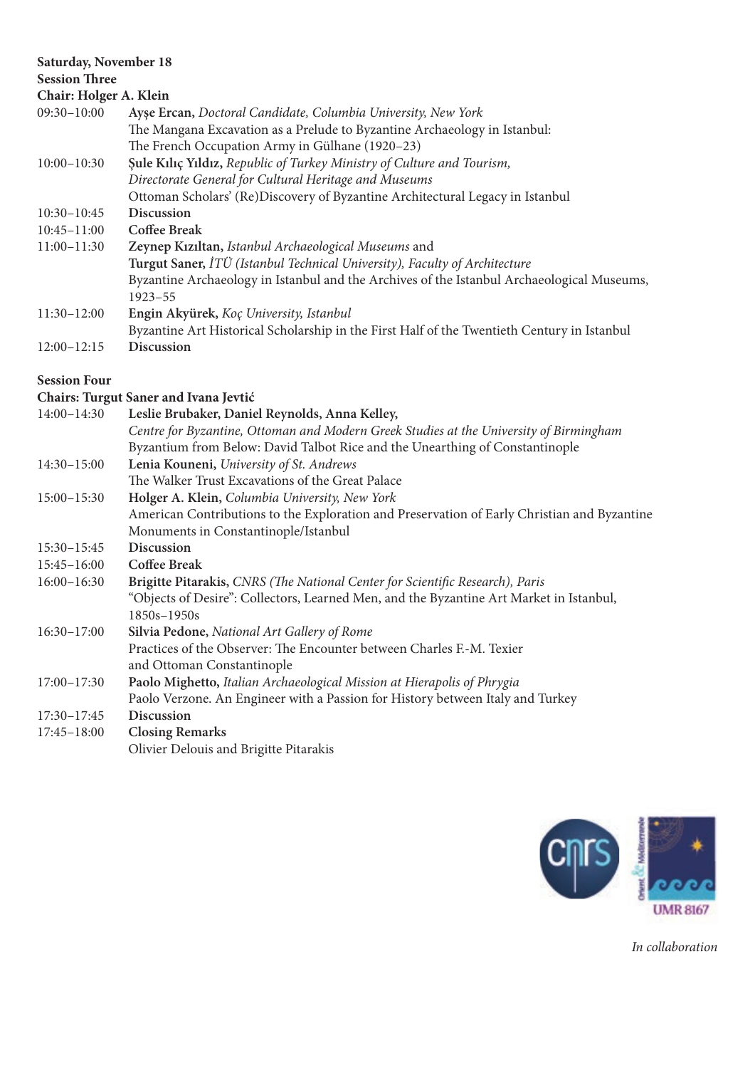**Saturday, November 18**
**Session Three**
**Chair: Holger A. Klein**

| | |
|---|---|
| 09:30–10:00 | **Ayşe Ercan,** *Doctoral Candidate, Columbia University, New York*<br>The Mangana Excavation as a Prelude to Byzantine Archaeology in Istanbul: The French Occupation Army in Gülhane (1920–23) |
| 10:00–10:30 | **Şule Kılıç Yıldız,** *Republic of Turkey Ministry of Culture and Tourism, Directorate General for Cultural Heritage and Museums*<br>Ottoman Scholars' (Re)Discovery of Byzantine Architectural Legacy in Istanbul |
| 10:30–10:45 | **Discussion** |
| 10:45–11:00 | **Coffee Break** |
| 11:00–11:30 | **Zeynep Kızıltan,** *Istanbul Archaeological Museums* and<br>**Turgut Saner,** *İTÜ (Istanbul Technical University), Faculty of Architecture*<br>Byzantine Archaeology in Istanbul and the Archives of the Istanbul Archaeological Museums, 1923–55 |
| 11:30–12:00 | **Engin Akyürek,** *Koç University, Istanbul*<br>Byzantine Art Historical Scholarship in the First Half of the Twentieth Century in Istanbul |
| 12:00–12:15 | **Discussion** |

**Session Four**
**Chairs: Turgut Saner and Ivana Jevtić**

| | |
|---|---|
| 14:00–14:30 | **Leslie Brubaker, Daniel Reynolds, Anna Kelley,**<br>*Centre for Byzantine, Ottoman and Modern Greek Studies at the University of Birmingham*<br>Byzantium from Below: David Talbot Rice and the Unearthing of Constantinople |
| 14:30–15:00 | **Lenia Kouneni,** *University of St. Andrews*<br>The Walker Trust Excavations of the Great Palace |
| 15:00–15:30 | **Holger A. Klein,** *Columbia University, New York*<br>American Contributions to the Exploration and Preservation of Early Christian and Byzantine Monuments in Constantinople/Istanbul |
| 15:30–15:45 | **Discussion** |
| 15:45–16:00 | **Coffee Break** |
| 16:00–16:30 | **Brigitte Pitarakis,** *CNRS (The National Center for Scientific Research), Paris*<br>"Objects of Desire": Collectors, Learned Men, and the Byzantine Art Market in Istanbul, 1850s–1950s |
| 16:30–17:00 | **Silvia Pedone,** *National Art Gallery of Rome*<br>Practices of the Observer: The Encounter between Charles F.-M. Texier and Ottoman Constantinople |
| 17:00–17:30 | **Paolo Mighetto,** *Italian Archaeological Mission at Hierapolis of Phrygia*<br>Paolo Verzone. An Engineer with a Passion for History between Italy and Turkey |
| 17:30–17:45 | **Discussion** |
| 17:45–18:00 | **Closing Remarks**<br>Olivier Delouis and Brigitte Pitarakis |

cnrs

Orient & Méditerranée
UMR 8167

*In collaboration*